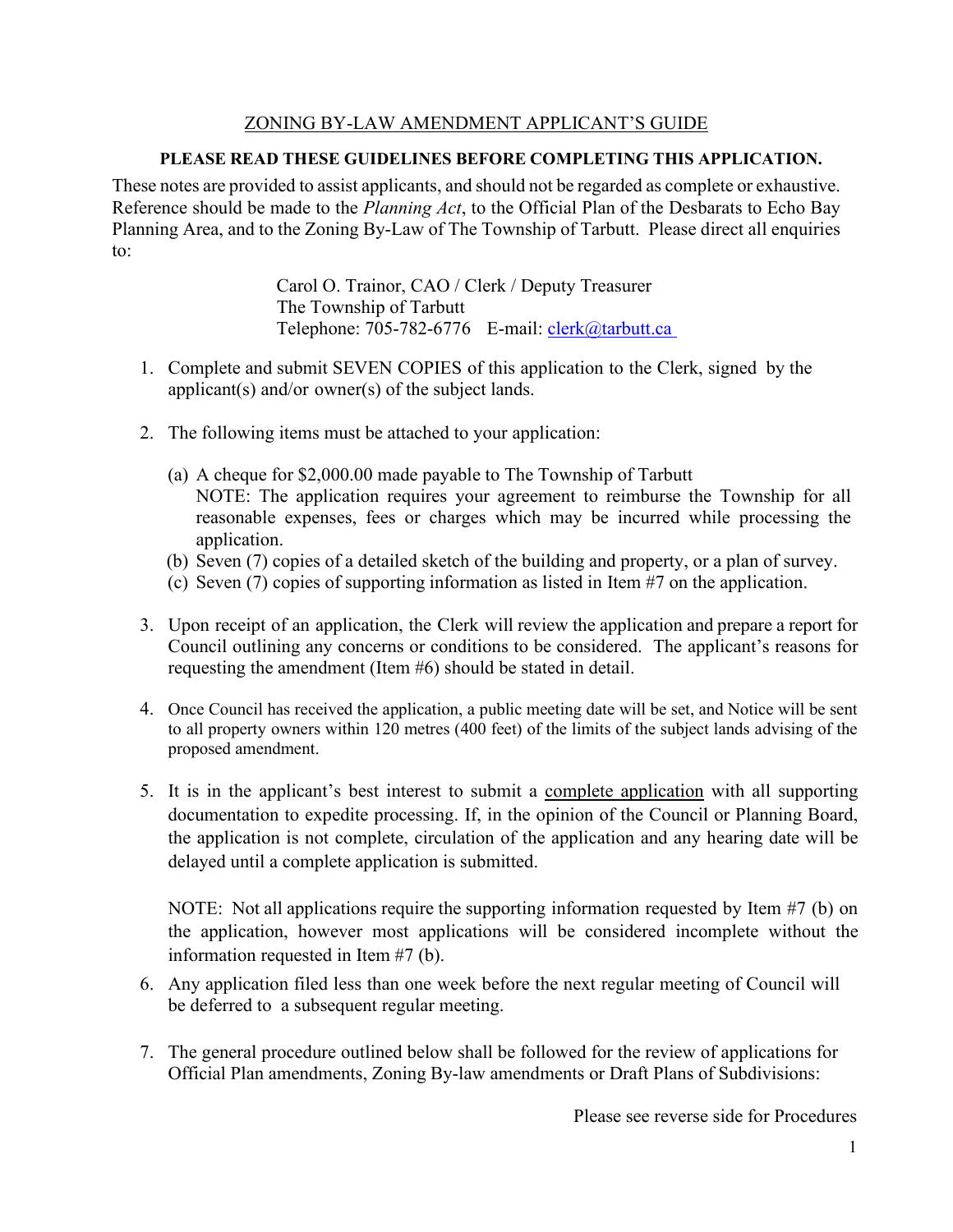# ZONING BY-LAW AMENDMENT APPLICANT'S GUIDE

**PLEASE READ THESE GUIDELINES BEFORE COMPLETING THIS APPLICATION.**

These notes are provided to assist applicants, and should not be regarded as complete or exhaustive. Reference should be made to the *Planning Act*, to the Official Plan of the Desbarats to Echo Bay Planning Area, and to the Zoning By-Law of The Township of Tarbutt. Please direct all enquiries to:

Carol O. Trainor, CAO / Clerk / Deputy Treasurer
The Township of Tarbutt
Telephone: 705-782-6776 E-mail: clerk@tarbutt.ca

1. Complete and submit SEVEN COPIES of this application to the Clerk, signed by the applicant(s) and/or owner(s) of the subject lands.

2. The following items must be attached to your application:

   (a) A cheque for $2,000.00 made payable to The Township of Tarbutt
   NOTE: The application requires your agreement to reimburse the Township for all reasonable expenses, fees or charges which may be incurred while processing the application.

   (b) Seven (7) copies of a detailed sketch of the building and property, or a plan of survey.

   (c) Seven (7) copies of supporting information as listed in Item #7 on the application.

3. Upon receipt of an application, the Clerk will review the application and prepare a report for Council outlining any concerns or conditions to be considered. The applicant's reasons for requesting the amendment (Item #6) should be stated in detail.

4. Once Council has received the application, a public meeting date will be set, and Notice will be sent to all property owners within 120 metres (400 feet) of the limits of the subject lands advising of the proposed amendment.

5. It is in the applicant's best interest to submit a complete application with all supporting documentation to expedite processing. If, in the opinion of the Council or Planning Board, the application is not complete, circulation of the application and any hearing date will be delayed until a complete application is submitted.

   NOTE: Not all applications require the supporting information requested by Item #7 (b) on the application, however most applications will be considered incomplete without the information requested in Item #7 (b).

6. Any application filed less than one week before the next regular meeting of Council will be deferred to a subsequent regular meeting.

7. The general procedure outlined below shall be followed for the review of applications for Official Plan amendments, Zoning By-law amendments or Draft Plans of Subdivisions:

Please see reverse side for Procedures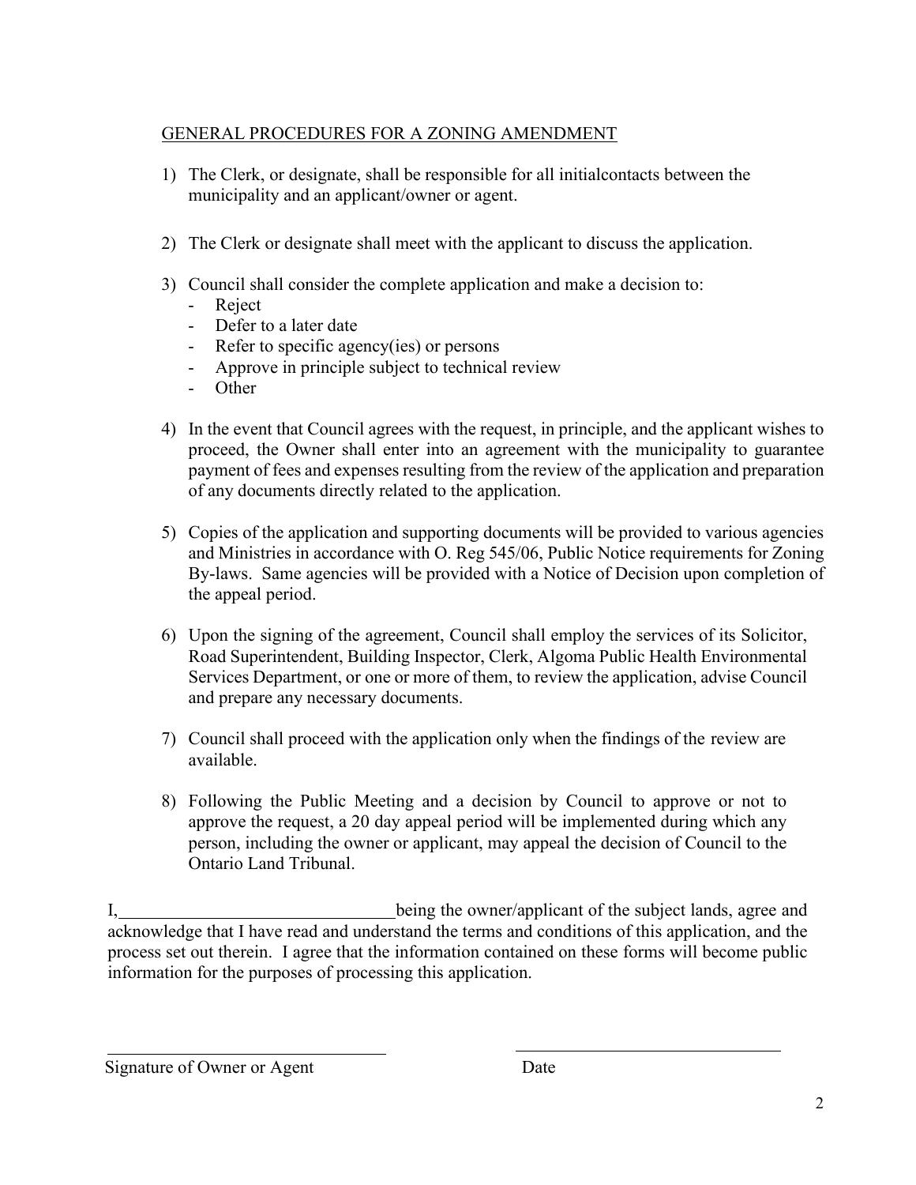## GENERAL PROCEDURES FOR A ZONING AMENDMENT

1) The Clerk, or designate, shall be responsible for all initialcontacts between the municipality and an applicant/owner or agent.

2) The Clerk or designate shall meet with the applicant to discuss the application.

3) Council shall consider the complete application and make a decision to:
   - Reject
   - Defer to a later date
   - Refer to specific agency(ies) or persons
   - Approve in principle subject to technical review
   - Other

4) In the event that Council agrees with the request, in principle, and the applicant wishes to proceed, the Owner shall enter into an agreement with the municipality to guarantee payment of fees and expenses resulting from the review of the application and preparation of any documents directly related to the application.

5) Copies of the application and supporting documents will be provided to various agencies and Ministries in accordance with O. Reg 545/06, Public Notice requirements for Zoning By-laws. Same agencies will be provided with a Notice of Decision upon completion of the appeal period.

6) Upon the signing of the agreement, Council shall employ the services of its Solicitor, Road Superintendent, Building Inspector, Clerk, Algoma Public Health Environmental Services Department, or one or more of them, to review the application, advise Council and prepare any necessary documents.

7) Council shall proceed with the application only when the findings of the review are available.

8) Following the Public Meeting and a decision by Council to approve or not to approve the request, a 20 day appeal period will be implemented during which any person, including the owner or applicant, may appeal the decision of Council to the Ontario Land Tribunal.

I,\_\_\_\_\_\_\_\_\_\_\_\_\_\_\_\_\_\_\_\_\_\_\_\_\_\_\_\_\_\_being the owner/applicant of the subject lands, agree and acknowledge that I have read and understand the terms and conditions of this application, and the process set out therein. I agree that the information contained on these forms will become public information for the purposes of processing this application.

\_\_\_\_\_\_\_\_\_\_\_\_\_\_\_\_\_\_\_\_\_\_\_\_\_\_\_\_\_\_ \_\_\_\_\_\_\_\_\_\_\_\_\_\_\_\_\_\_\_\_\_\_\_\_\_\_\_\_\_\_

Signature of Owner or Agent Date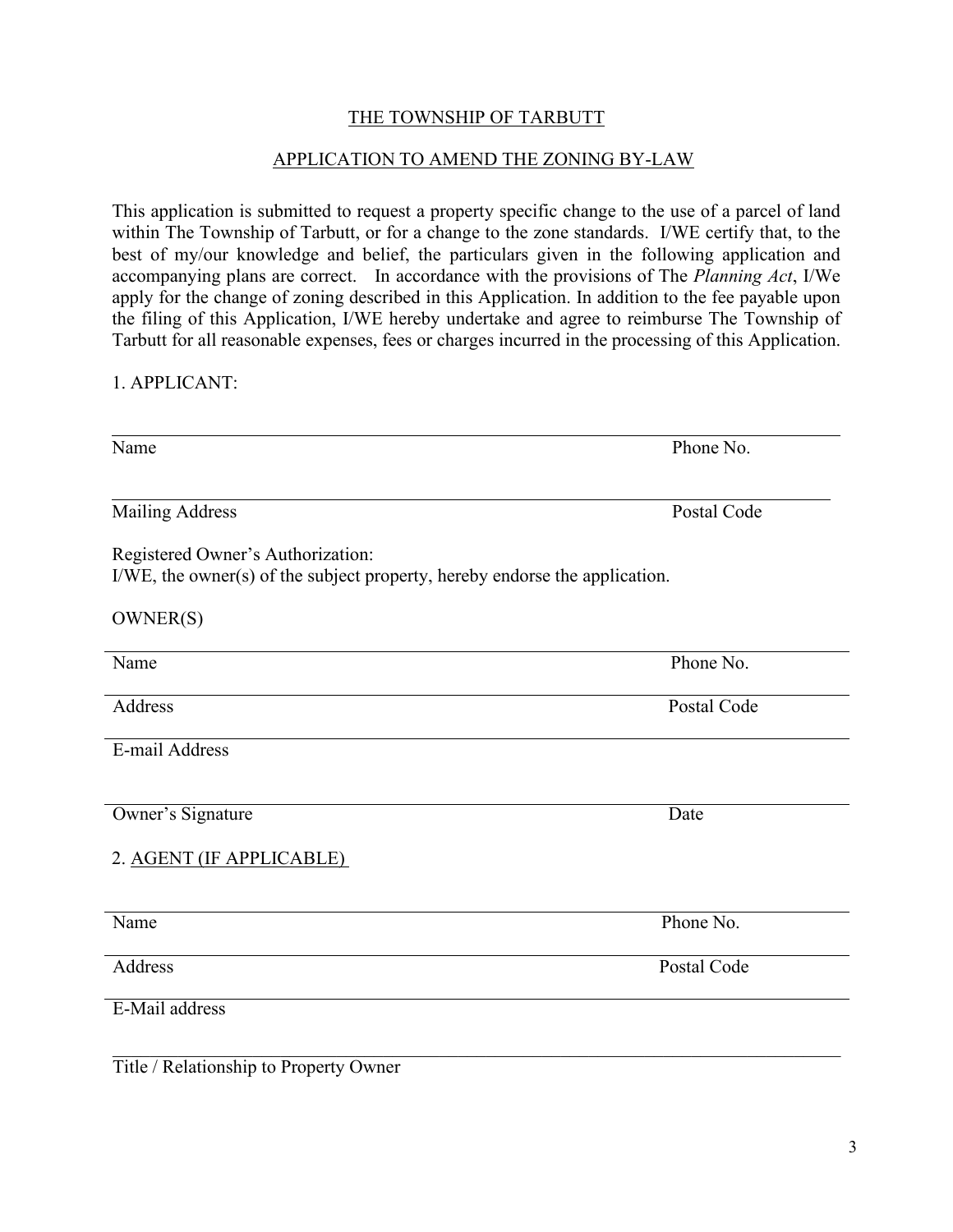## THE TOWNSHIP OF TARBUTT

## APPLICATION TO AMEND THE ZONING BY-LAW

This application is submitted to request a property specific change to the use of a parcel of land within The Township of Tarbutt, or for a change to the zone standards. I/WE certify that, to the best of my/our knowledge and belief, the particulars given in the following application and accompanying plans are correct. In accordance with the provisions of The *Planning Act*, I/We apply for the change of zoning described in this Application. In addition to the fee payable upon the filing of this Application, I/WE hereby undertake and agree to reimburse The Township of Tarbutt for all reasonable expenses, fees or charges incurred in the processing of this Application.

1. APPLICANT:

______________________________________________________________________

Name Phone No.

______________________________________________________________________

Mailing Address Postal Code

Registered Owner's Authorization:
I/WE, the owner(s) of the subject property, hereby endorse the application.

OWNER(S)

______________________________________________________________________

Name Phone No.

______________________________________________________________________

Address Postal Code

______________________________________________________________________

E-mail Address

______________________________________________________________________

Owner's Signature Date

2. <u>AGENT (IF APPLICABLE)</u>

______________________________________________________________________

Name Phone No.

______________________________________________________________________

Address Postal Code

______________________________________________________________________

E-Mail address

______________________________________________________________________

Title / Relationship to Property Owner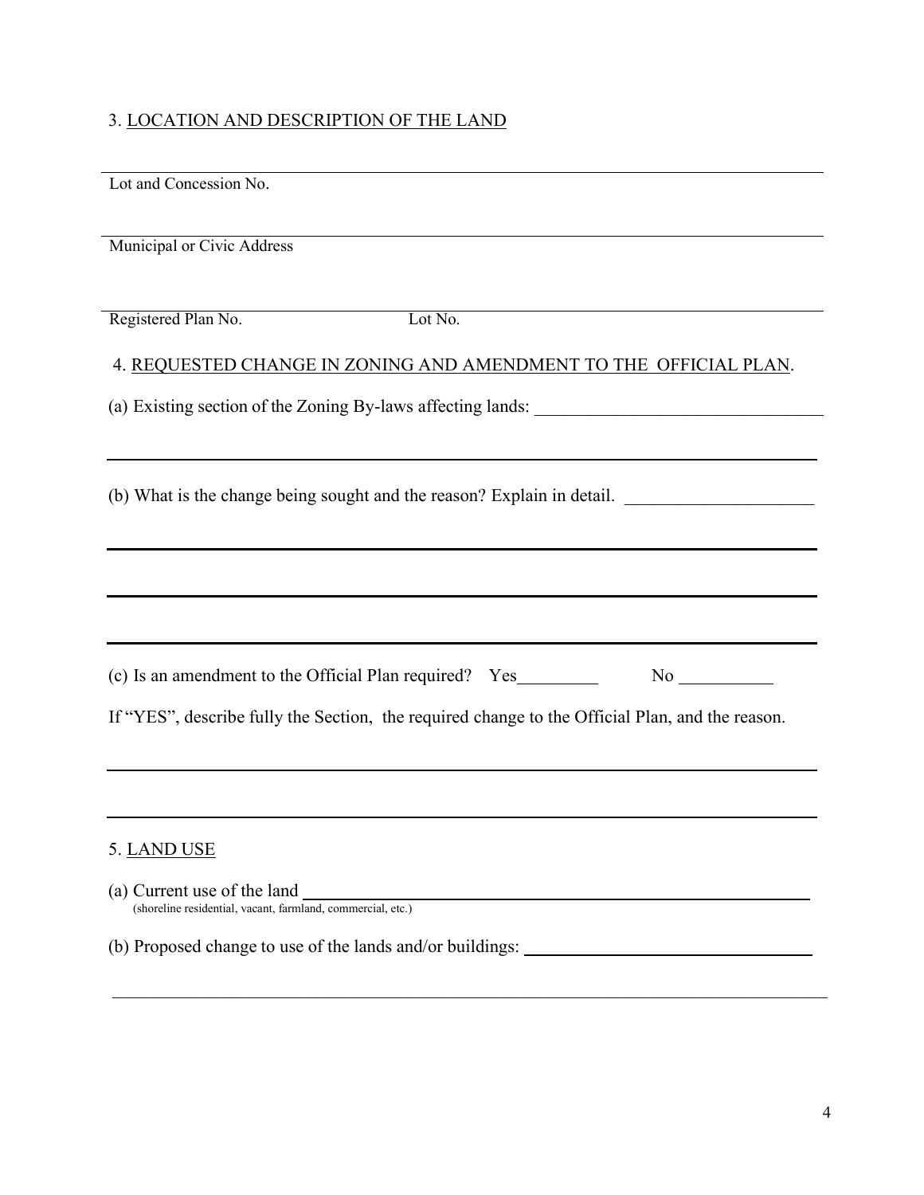3. <u>LOCATION AND DESCRIPTION OF THE LAND</u>

_______________________________________________

Lot and Concession No.

_______________________________________________

Municipal or Civic Address

_______________________________________________

Registered Plan No. Lot No.

4. <u>REQUESTED CHANGE IN ZONING AND AMENDMENT TO THE OFFICIAL PLAN</u>.

(a) Existing section of the Zoning By-laws affecting lands: ________________________________

_______________________________________________

(b) What is the change being sought and the reason? Explain in detail. _____________________

_______________________________________________

_______________________________________________

_______________________________________________

(c) Is an amendment to the Official Plan required? Yes_________ No __________

If "YES", describe fully the Section, the required change to the Official Plan, and the reason.

_______________________________________________

_______________________________________________

5. <u>LAND USE</u>

(a) Current use of the land _______________________________________________
(shoreline residential, vacant, farmland, commercial, etc.)

(b) Proposed change to use of the lands and/or buildings: _______________________________

_______________________________________________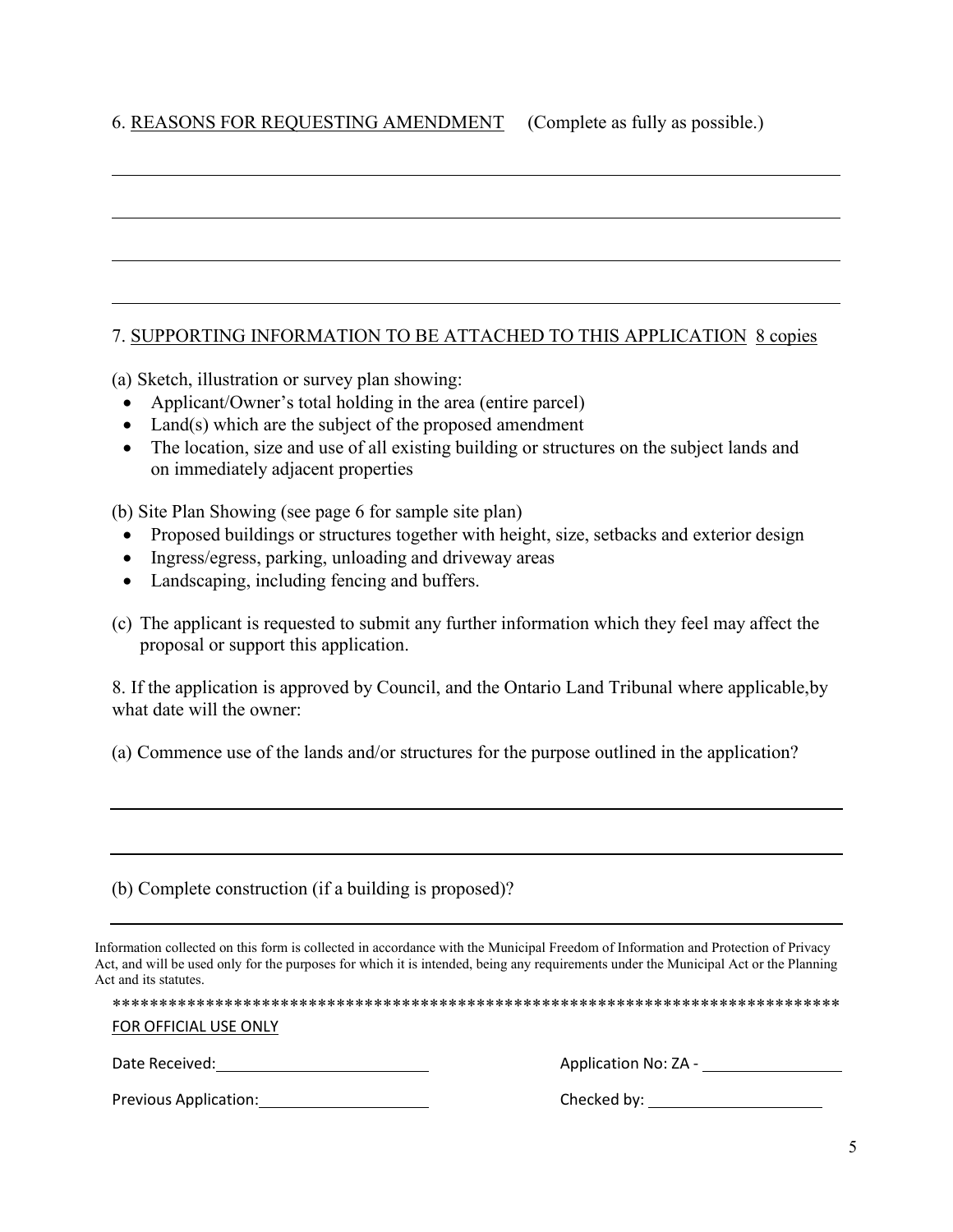6. <u>REASONS FOR REQUESTING AMENDMENT</u> (Complete as fully as possible.)

\_\_\_\_\_\_\_\_\_\_\_\_\_\_\_\_\_\_\_\_\_\_\_\_\_\_\_\_\_\_\_\_\_\_\_\_\_\_\_\_\_\_\_\_\_\_\_\_\_\_\_\_\_\_\_\_\_\_\_\_\_\_\_\_\_\_\_\_\_\_\_\_

\_\_\_\_\_\_\_\_\_\_\_\_\_\_\_\_\_\_\_\_\_\_\_\_\_\_\_\_\_\_\_\_\_\_\_\_\_\_\_\_\_\_\_\_\_\_\_\_\_\_\_\_\_\_\_\_\_\_\_\_\_\_\_\_\_\_\_\_\_\_\_\_

\_\_\_\_\_\_\_\_\_\_\_\_\_\_\_\_\_\_\_\_\_\_\_\_\_\_\_\_\_\_\_\_\_\_\_\_\_\_\_\_\_\_\_\_\_\_\_\_\_\_\_\_\_\_\_\_\_\_\_\_\_\_\_\_\_\_\_\_\_\_\_\_

\_\_\_\_\_\_\_\_\_\_\_\_\_\_\_\_\_\_\_\_\_\_\_\_\_\_\_\_\_\_\_\_\_\_\_\_\_\_\_\_\_\_\_\_\_\_\_\_\_\_\_\_\_\_\_\_\_\_\_\_\_\_\_\_\_\_\_\_\_\_\_\_

7. <u>SUPPORTING INFORMATION TO BE ATTACHED TO THIS APPLICATION</u> <u>8 copies</u>

(a) Sketch, illustration or survey plan showing:

- Applicant/Owner's total holding in the area (entire parcel)
- Land(s) which are the subject of the proposed amendment
- The location, size and use of all existing building or structures on the subject lands and on immediately adjacent properties

(b) Site Plan Showing (see page 6 for sample site plan)

- Proposed buildings or structures together with height, size, setbacks and exterior design
- Ingress/egress, parking, unloading and driveway areas
- Landscaping, including fencing and buffers.

(c) The applicant is requested to submit any further information which they feel may affect the proposal or support this application.

8. If the application is approved by Council, and the Ontario Land Tribunal where applicable,by what date will the owner:

(a) Commence use of the lands and/or structures for the purpose outlined in the application?

\_\_\_\_\_\_\_\_\_\_\_\_\_\_\_\_\_\_\_\_\_\_\_\_\_\_\_\_\_\_\_\_\_\_\_\_\_\_\_\_\_\_\_\_\_\_\_\_\_\_\_\_\_\_\_\_\_\_\_\_\_\_\_\_\_\_\_\_\_\_\_\_

\_\_\_\_\_\_\_\_\_\_\_\_\_\_\_\_\_\_\_\_\_\_\_\_\_\_\_\_\_\_\_\_\_\_\_\_\_\_\_\_\_\_\_\_\_\_\_\_\_\_\_\_\_\_\_\_\_\_\_\_\_\_\_\_\_\_\_\_\_\_\_\_

(b) Complete construction (if a building is proposed)?

\_\_\_\_\_\_\_\_\_\_\_\_\_\_\_\_\_\_\_\_\_\_\_\_\_\_\_\_\_\_\_\_\_\_\_\_\_\_\_\_\_\_\_\_\_\_\_\_\_\_\_\_\_\_\_\_\_\_\_\_\_\_\_\_\_\_\_\_\_\_\_\_

Information collected on this form is collected in accordance with the Municipal Freedom of Information and Protection of Privacy Act, and will be used only for the purposes for which it is intended, being any requirements under the Municipal Act or the Planning Act and its statutes.

********************************************************************************

<u>FOR OFFICIAL USE ONLY</u>

Date Received: \_\_\_\_\_\_\_\_\_\_\_\_\_\_\_\_\_\_\_\_ Application No: ZA - \_\_\_\_\_\_\_\_\_\_\_\_\_\_\_\_

Previous Application: \_\_\_\_\_\_\_\_\_\_\_\_\_\_\_\_\_\_\_\_ Checked by: \_\_\_\_\_\_\_\_\_\_\_\_\_\_\_\_\_\_\_\_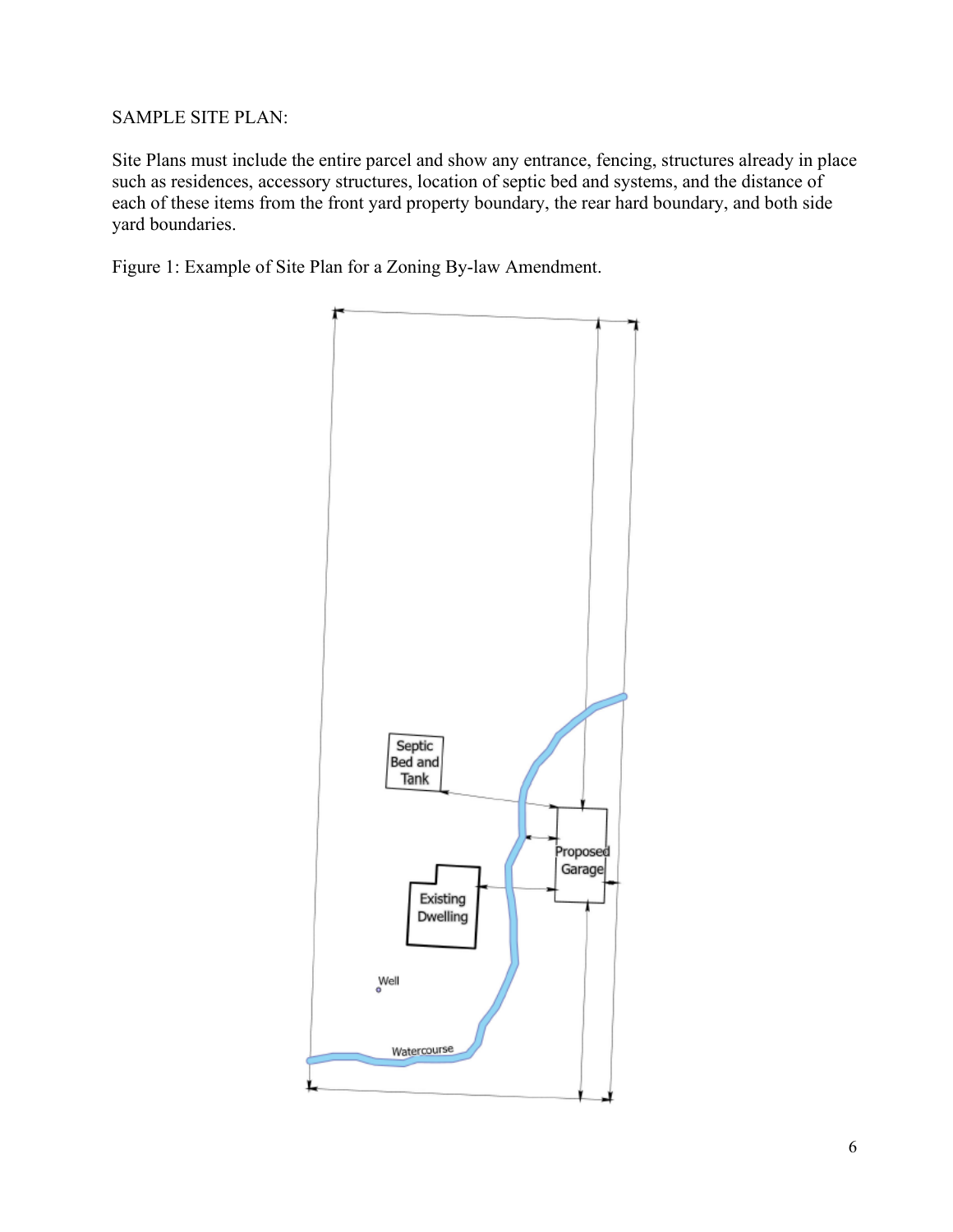SAMPLE SITE PLAN:

Site Plans must include the entire parcel and show any entrance, fencing, structures already in place such as residences, accessory structures, location of septic bed and systems, and the distance of each of these items from the front yard property boundary, the rear hard boundary, and both side yard boundaries.

Figure 1: Example of Site Plan for a Zoning By-law Amendment.

Septic Bed and Tank

Proposed Garage

Existing Dwelling

Well

Watercourse